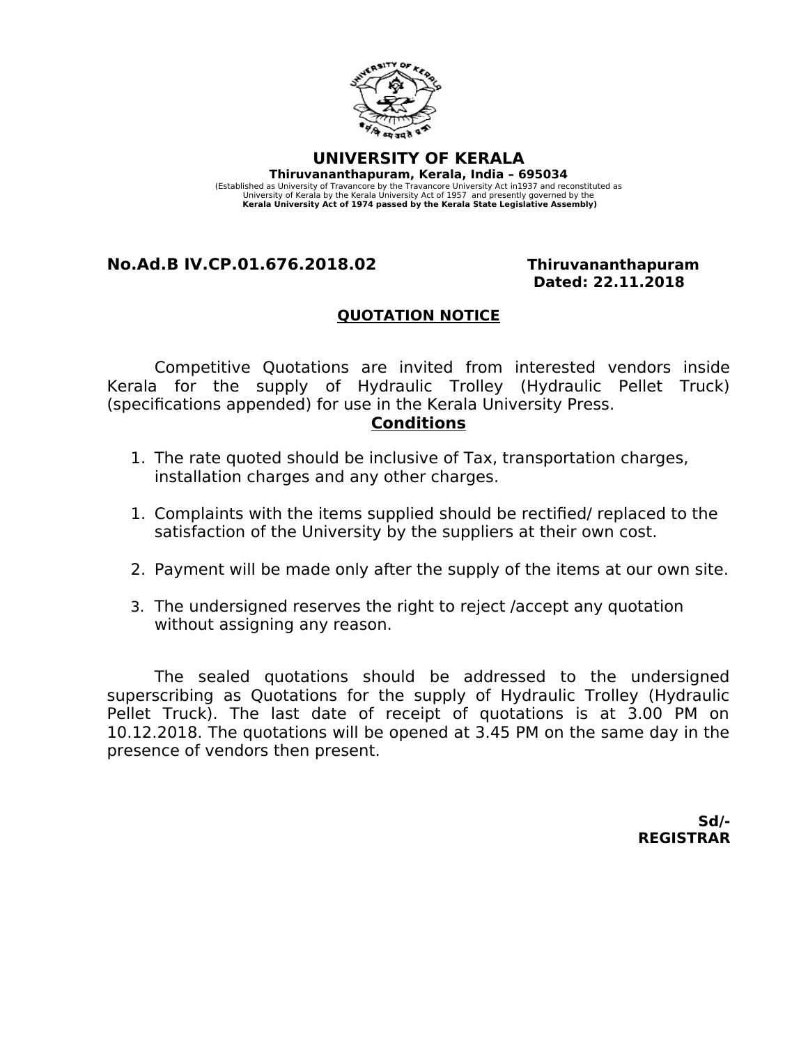# UNIVERSITY OF KERALA

**Thiruvananthapuram, Kerala, India – 695034**

(Established as University of Travancore by the Travancore University Act in1937 and reconstituted as University of Kerala by the Kerala University Act of 1957 and presently governed by the **Kerala University Act of 1974 passed by the Kerala State Legislative Assembly)**

**No.Ad.B IV.CP.01.676.2018.02** **Thiruvananthapuram**
**Dated: 22.11.2018**

## <u>QUOTATION NOTICE</u>

Competitive Quotations are invited from interested vendors inside Kerala for the supply of Hydraulic Trolley (Hydraulic Pellet Truck) (specifications appended) for use in the Kerala University Press.

### <u>Conditions</u>

1. The rate quoted should be inclusive of Tax, transportation charges, installation charges and any other charges.

1. Complaints with the items supplied should be rectified/ replaced to the satisfaction of the University by the suppliers at their own cost.

2. Payment will be made only after the supply of the items at our own site.

3. The undersigned reserves the right to reject /accept any quotation without assigning any reason.

The sealed quotations should be addressed to the undersigned superscribing as Quotations for the supply of Hydraulic Trolley (Hydraulic Pellet Truck). The last date of receipt of quotations is at 3.00 PM on 10.12.2018. The quotations will be opened at 3.45 PM on the same day in the presence of vendors then present.

**Sd/-**
**REGISTRAR**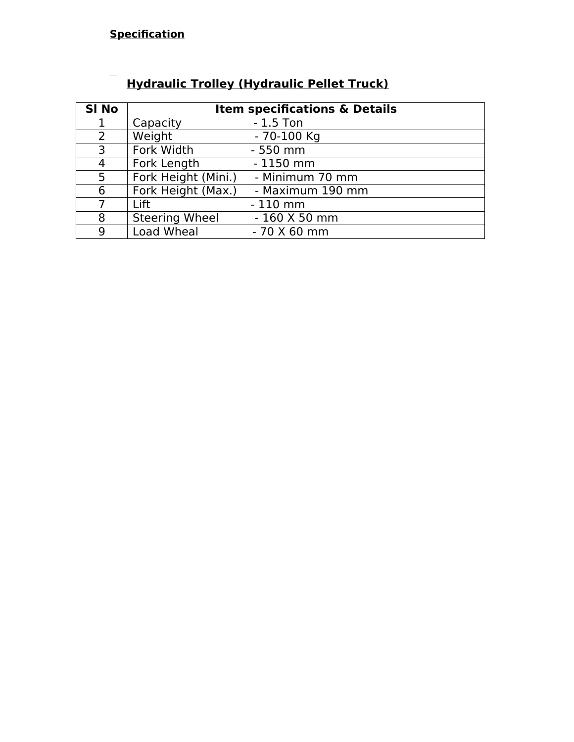**Specification**

**Hydraulic Trolley (Hydraulic Pellet Truck)**

| Sl No | Item specifications & Details |
|---|---|
| 1 | Capacity - 1.5 Ton |
| 2 | Weight - 70-100 Kg |
| 3 | Fork Width - 550 mm |
| 4 | Fork Length - 1150 mm |
| 5 | Fork Height (Mini.) - Minimum 70 mm |
| 6 | Fork Height (Max.) - Maximum 190 mm |
| 7 | Lift - 110 mm |
| 8 | Steering Wheel - 160 X 50 mm |
| 9 | Load Wheal - 70 X 60 mm |